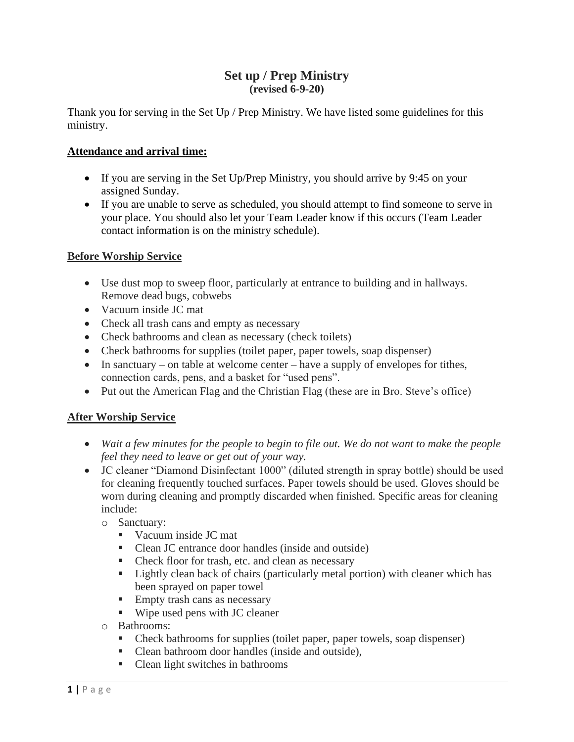# Set up / Prep Ministry
**(revised 6-9-20)**

Thank you for serving in the Set Up / Prep Ministry. We have listed some guidelines for this ministry.

**<u>Attendance and arrival time:</u>**

- If you are serving in the Set Up/Prep Ministry, you should arrive by 9:45 on your assigned Sunday.
- If you are unable to serve as scheduled, you should attempt to find someone to serve in your place. You should also let your Team Leader know if this occurs (Team Leader contact information is on the ministry schedule).

**<u>Before Worship Service</u>**

- Use dust mop to sweep floor, particularly at entrance to building and in hallways. Remove dead bugs, cobwebs
- Vacuum inside JC mat
- Check all trash cans and empty as necessary
- Check bathrooms and clean as necessary (check toilets)
- Check bathrooms for supplies (toilet paper, paper towels, soap dispenser)
- In sanctuary – on table at welcome center – have a supply of envelopes for tithes, connection cards, pens, and a basket for "used pens".
- Put out the American Flag and the Christian Flag (these are in Bro. Steve's office)

**<u>After Worship Service</u>**

- *Wait a few minutes for the people to begin to file out. We do not want to make the people feel they need to leave or get out of your way.*
- JC cleaner "Diamond Disinfectant 1000" (diluted strength in spray bottle) should be used for cleaning frequently touched surfaces. Paper towels should be used. Gloves should be worn during cleaning and promptly discarded when finished. Specific areas for cleaning include:
  - Sanctuary:
    - Vacuum inside JC mat
    - Clean JC entrance door handles (inside and outside)
    - Check floor for trash, etc. and clean as necessary
    - Lightly clean back of chairs (particularly metal portion) with cleaner which has been sprayed on paper towel
    - Empty trash cans as necessary
    - Wipe used pens with JC cleaner
  - Bathrooms:
    - Check bathrooms for supplies (toilet paper, paper towels, soap dispenser)
    - Clean bathroom door handles (inside and outside),
    - Clean light switches in bathrooms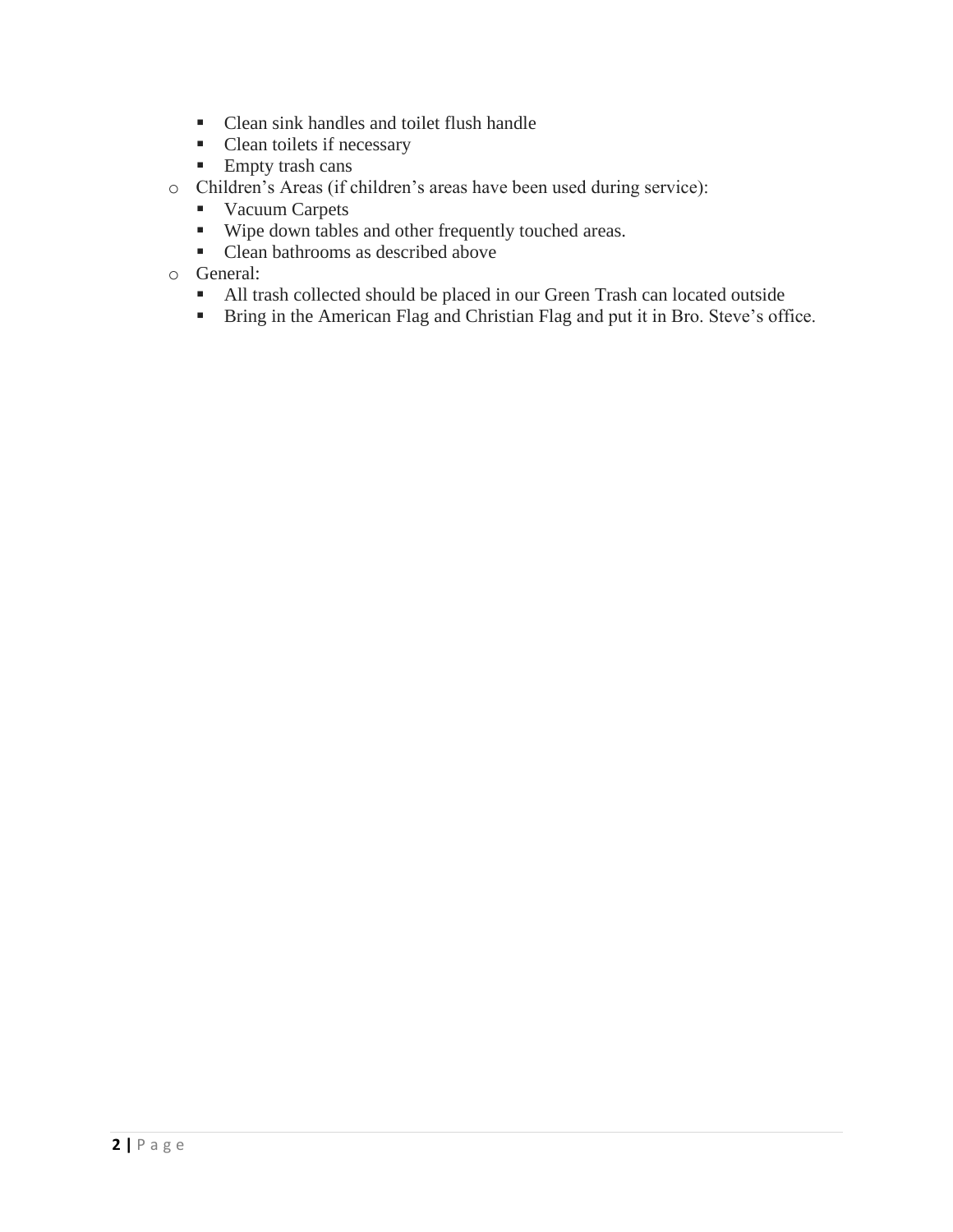- Clean sink handles and toilet flush handle
        - Clean toilets if necessary
        - Empty trash cans
    - Children's Areas (if children's areas have been used during service):
        - Vacuum Carpets
        - Wipe down tables and other frequently touched areas.
        - Clean bathrooms as described above
    - General:
        - All trash collected should be placed in our Green Trash can located outside
        - Bring in the American Flag and Christian Flag and put it in Bro. Steve's office.